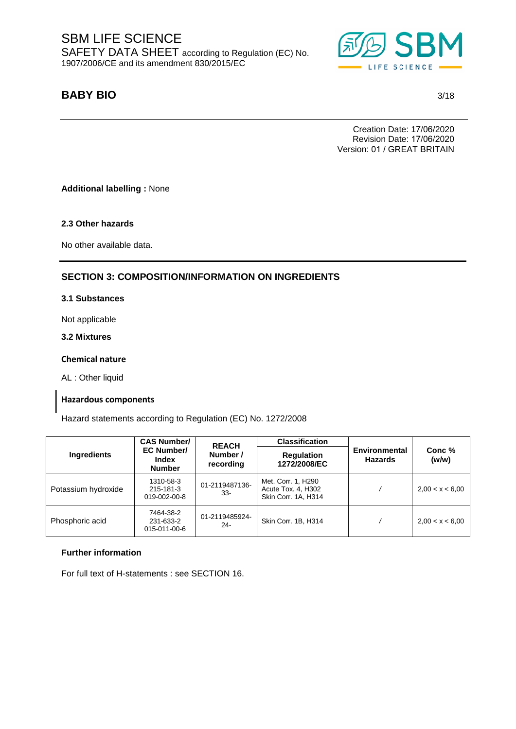Additional labelling : None

### 2.3 Other hazards

No other available data.

## SECTION 3: COMPOSITION/INFORMATION ON INGREDIENTS

### 3.1 Substances

Not applicable

### 3.2 Mixtures

#### Chemical nature

AL : Other liquid

#### Hazardous components

Hazard statements according to Regulation (EC) No. 1272/2008

| Ingredients | CAS Number/ EC Number/ Index Number | REACH Number / recording | Classification Regulation 1272/2008/EC | Environmental Hazards | Conc % (w/w) |
|---|---|---|---|---|---|
| Potassium hydroxide | 1310-58-3<br>215-181-3<br>019-002-00-8 | 01-2119487136-33- | Met. Corr. 1, H290<br>Acute Tox. 4, H302<br>Skin Corr. 1A, H314 | / | 2,00 < x < 6,00 |
| Phosphoric acid | 7464-38-2<br>231-633-2<br>015-011-00-6 | 01-2119485924-24- | Skin Corr. 1B, H314 | / | 2,00 < x < 6,00 |

#### Further information

For full text of H-statements : see SECTION 16.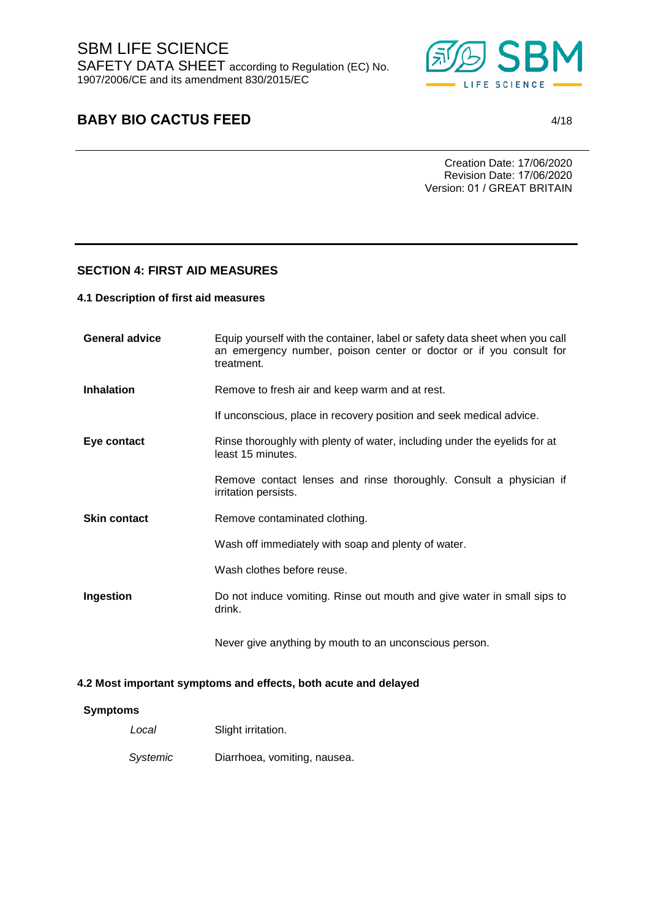## SECTION 4: FIRST AID MEASURES

### 4.1 Description of first aid measures

| | |
|---|---|
| **General advice** | Equip yourself with the container, label or safety data sheet when you call an emergency number, poison center or doctor or if you consult for treatment. |
| **Inhalation** | Remove to fresh air and keep warm and at rest. |
| | If unconscious, place in recovery position and seek medical advice. |
| **Eye contact** | Rinse thoroughly with plenty of water, including under the eyelids for at least 15 minutes. |
| | Remove contact lenses and rinse thoroughly. Consult a physician if irritation persists. |
| **Skin contact** | Remove contaminated clothing. |
| | Wash off immediately with soap and plenty of water. |
| | Wash clothes before reuse. |
| **Ingestion** | Do not induce vomiting. Rinse out mouth and give water in small sips to drink. |
| | Never give anything by mouth to an unconscious person. |

### 4.2 Most important symptoms and effects, both acute and delayed

**Symptoms**

| | |
|---|---|
| *Local* | Slight irritation. |
| *Systemic* | Diarrhoea, vomiting, nausea. |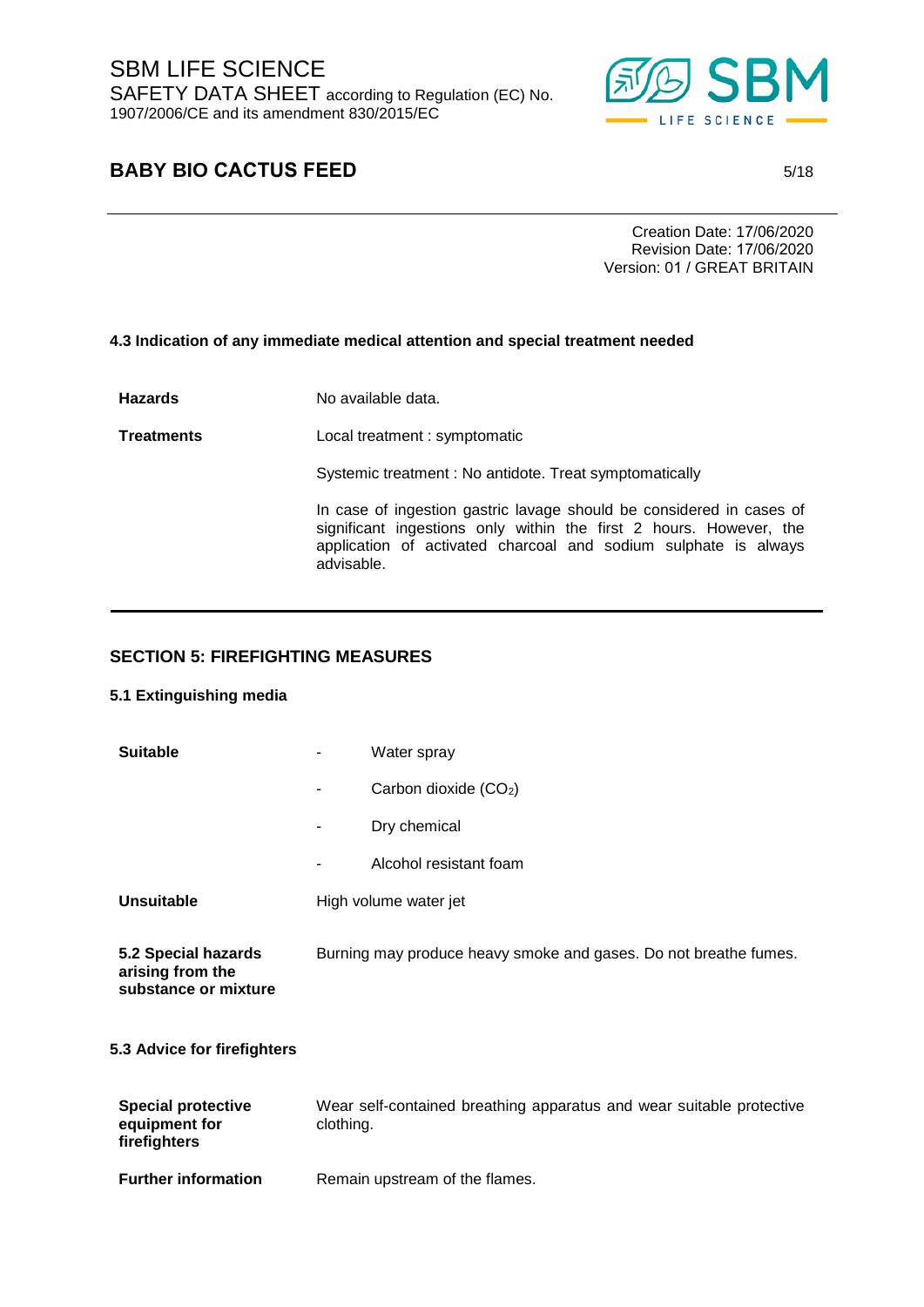#### 4.3 Indication of any immediate medical attention and special treatment needed

**Hazards** No available data.

**Treatments** Local treatment : symptomatic

Systemic treatment : No antidote. Treat symptomatically

In case of ingestion gastric lavage should be considered in cases of significant ingestions only within the first 2 hours. However, the application of activated charcoal and sodium sulphate is always advisable.

## SECTION 5: FIREFIGHTING MEASURES

#### 5.1 Extinguishing media

**Suitable**

- Water spray
- Carbon dioxide ($CO_2$)
- Dry chemical
- Alcohol resistant foam

**Unsuitable** High volume water jet

**5.2 Special hazards arising from the substance or mixture** Burning may produce heavy smoke and gases. Do not breathe fumes.

#### 5.3 Advice for firefighters

**Special protective equipment for firefighters** Wear self-contained breathing apparatus and wear suitable protective clothing.

**Further information** Remain upstream of the flames.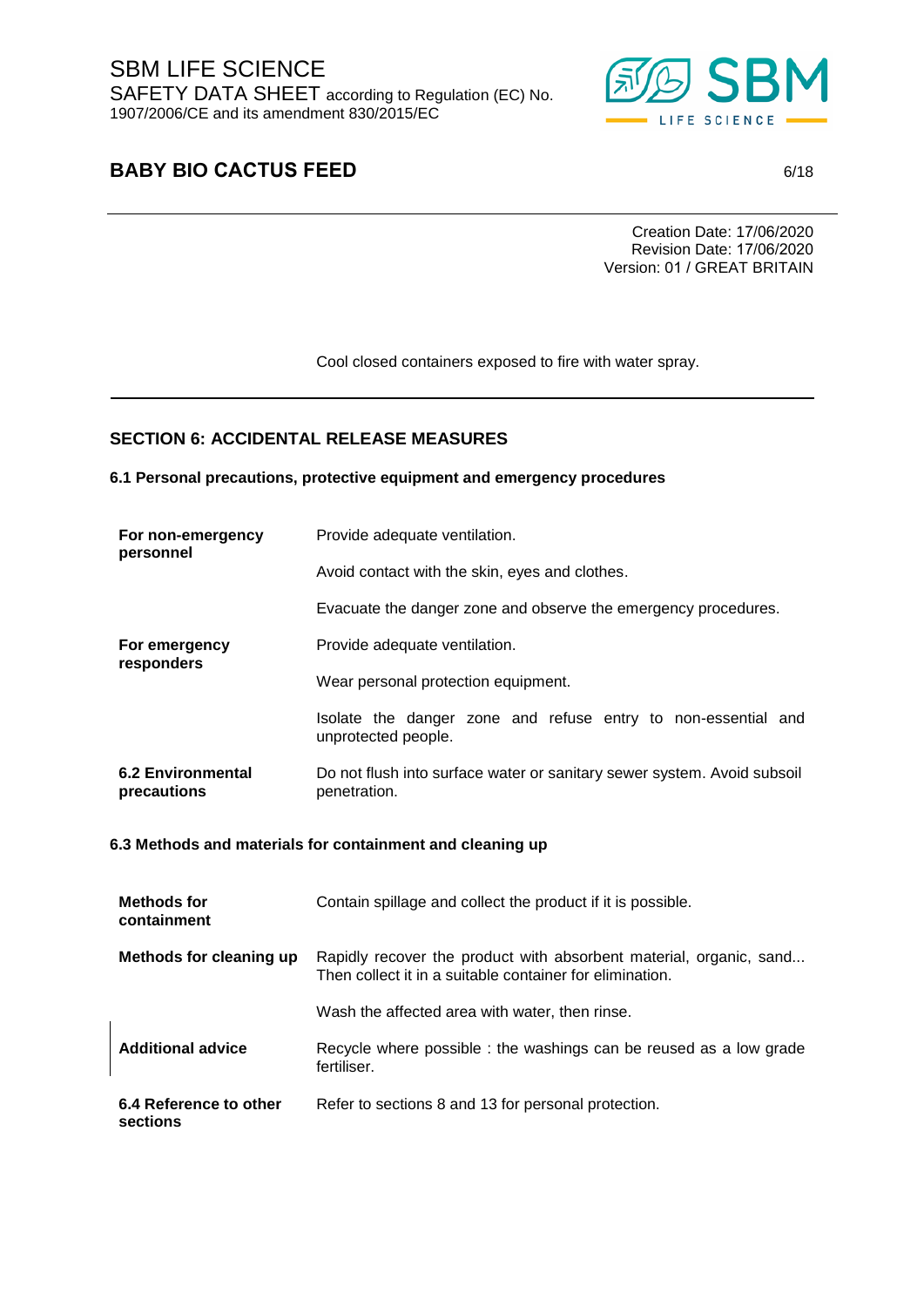Cool closed containers exposed to fire with water spray.

## SECTION 6: ACCIDENTAL RELEASE MEASURES

### 6.1 Personal precautions, protective equipment and emergency procedures

| | |
|---|---|
| **For non-emergency personnel** | Provide adequate ventilation. |
| | Avoid contact with the skin, eyes and clothes. |
| | Evacuate the danger zone and observe the emergency procedures. |
| **For emergency responders** | Provide adequate ventilation. |
| | Wear personal protection equipment. |
| | Isolate the danger zone and refuse entry to non-essential and unprotected people. |
| **6.2 Environmental precautions** | Do not flush into surface water or sanitary sewer system. Avoid subsoil penetration. |

### 6.3 Methods and materials for containment and cleaning up

| | |
|---|---|
| **Methods for containment** | Contain spillage and collect the product if it is possible. |
| **Methods for cleaning up** | Rapidly recover the product with absorbent material, organic, sand... Then collect it in a suitable container for elimination. |
| | Wash the affected area with water, then rinse. |
| **Additional advice** | Recycle where possible : the washings can be reused as a low grade fertiliser. |
| **6.4 Reference to other sections** | Refer to sections 8 and 13 for personal protection. |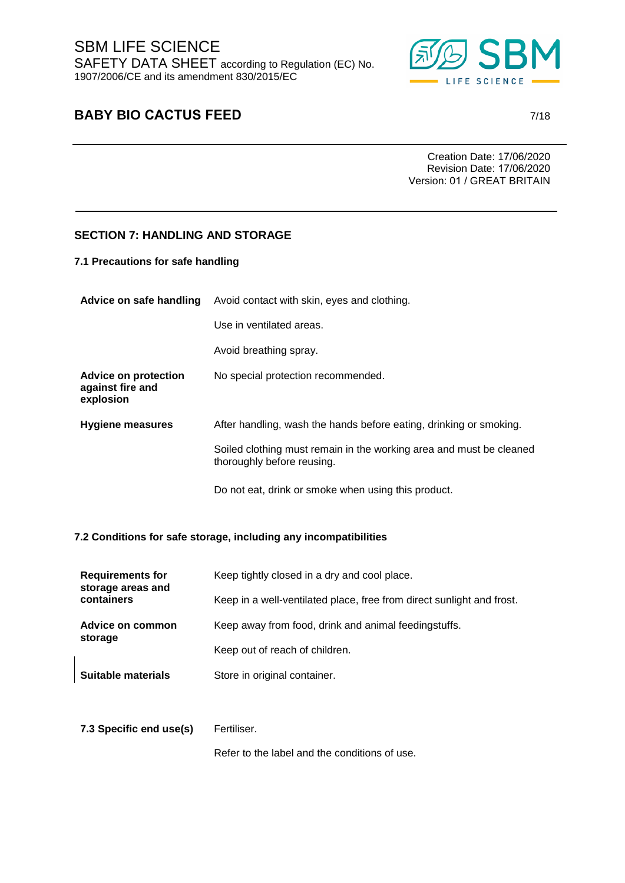## SECTION 7: HANDLING AND STORAGE

### 7.1 Precautions for safe handling

| | |
|---|---|
| **Advice on safe handling** | Avoid contact with skin, eyes and clothing. |
| | Use in ventilated areas. |
| | Avoid breathing spray. |
| **Advice on protection against fire and explosion** | No special protection recommended. |
| **Hygiene measures** | After handling, wash the hands before eating, drinking or smoking. |
| | Soiled clothing must remain in the working area and must be cleaned thoroughly before reusing. |
| | Do not eat, drink or smoke when using this product. |

### 7.2 Conditions for safe storage, including any incompatibilities

| | |
|---|---|
| **Requirements for storage areas and containers** | Keep tightly closed in a dry and cool place. |
| | Keep in a well-ventilated place, free from direct sunlight and frost. |
| **Advice on common storage** | Keep away from food, drink and animal feedingstuffs. |
| | Keep out of reach of children. |
| **Suitable materials** | Store in original container. |

| | |
|---|---|
| **7.3 Specific end use(s)** | Fertiliser. |
| | Refer to the label and the conditions of use. |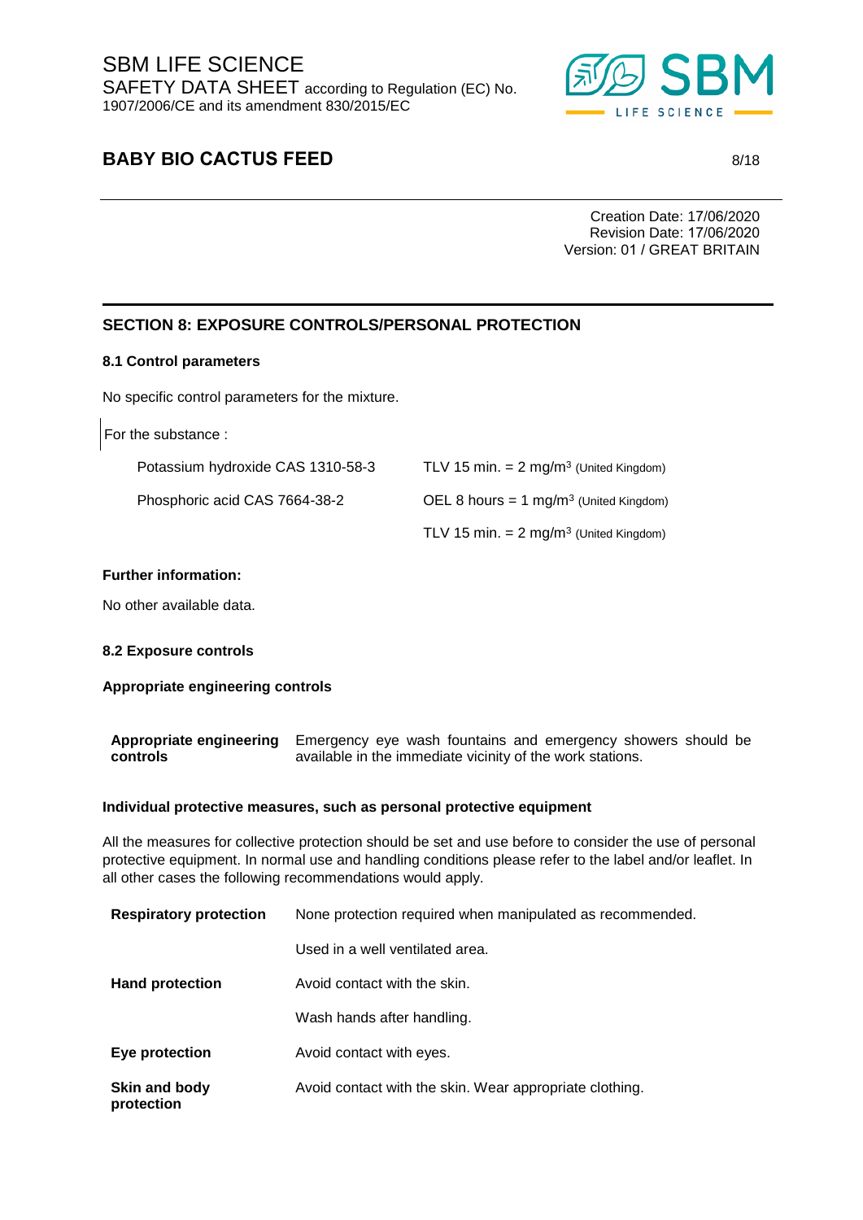## SECTION 8: EXPOSURE CONTROLS/PERSONAL PROTECTION

### 8.1 Control parameters

No specific control parameters for the mixture.

For the substance :

| | |
|---|---|
| Potassium hydroxide CAS 1310-58-3 | TLV 15 min. = 2 mg/m$^3$ (United Kingdom) |
| Phosphoric acid CAS 7664-38-2 | OEL 8 hours = 1 mg/m$^3$ (United Kingdom) |
| | TLV 15 min. = 2 mg/m$^3$ (United Kingdom) |

**Further information:**

No other available data.

### 8.2 Exposure controls

**Appropriate engineering controls**

| | |
|---|---|
| **Appropriate engineering controls** | Emergency eye wash fountains and emergency showers should be available in the immediate vicinity of the work stations. |

**Individual protective measures, such as personal protective equipment**

All the measures for collective protection should be set and use before to consider the use of personal protective equipment. In normal use and handling conditions please refer to the label and/or leaflet. In all other cases the following recommendations would apply.

| | |
|---|---|
| **Respiratory protection** | None protection required when manipulated as recommended. |
| | Used in a well ventilated area. |
| **Hand protection** | Avoid contact with the skin. |
| | Wash hands after handling. |
| **Eye protection** | Avoid contact with eyes. |
| **Skin and body protection** | Avoid contact with the skin. Wear appropriate clothing. |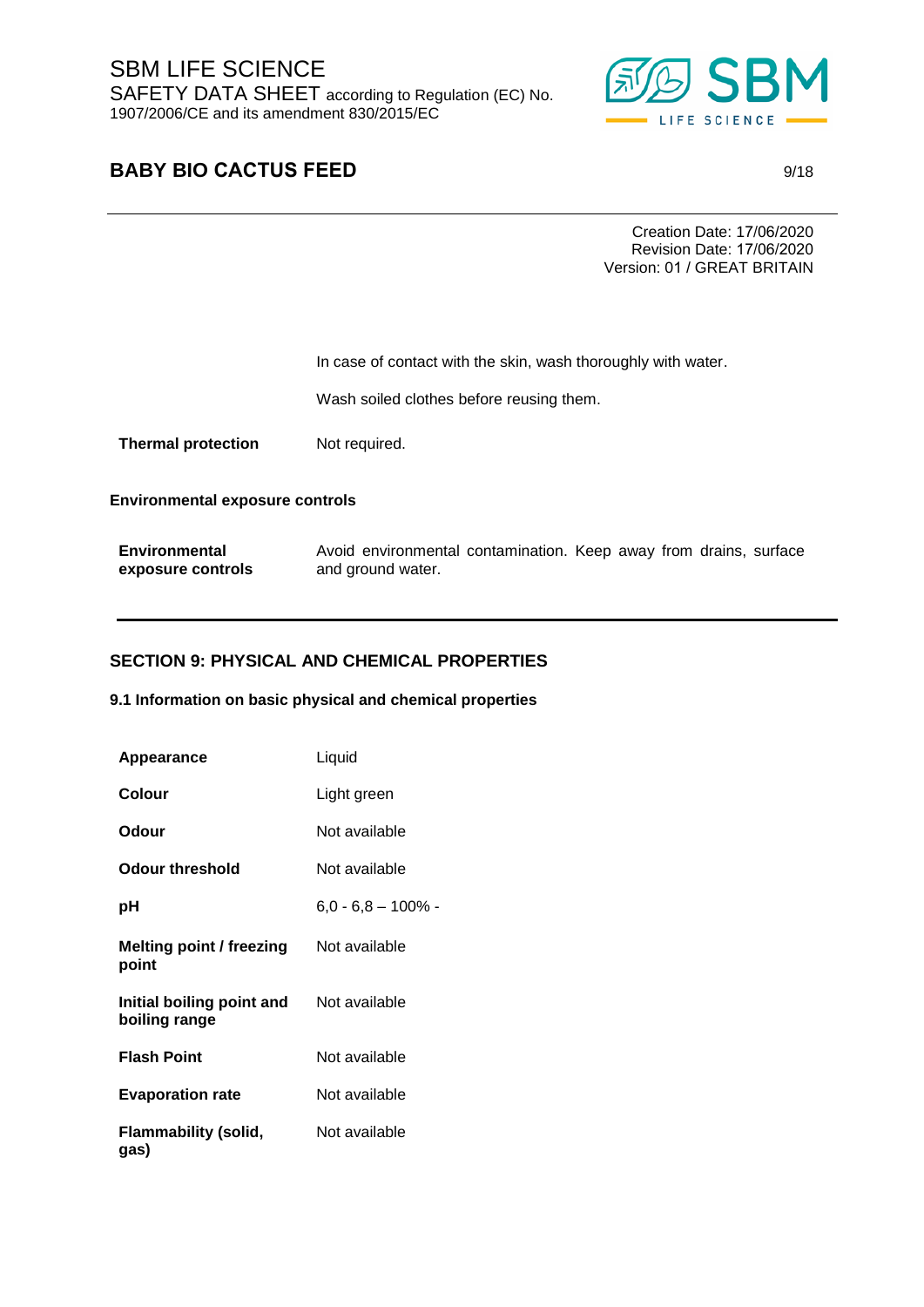In case of contact with the skin, wash thoroughly with water.

Wash soiled clothes before reusing them.

| | |
|---|---|
| **Thermal protection** | Not required. |

**Environmental exposure controls**

| | |
|---|---|
| **Environmental exposure controls** | Avoid environmental contamination. Keep away from drains, surface and ground water. |

## SECTION 9: PHYSICAL AND CHEMICAL PROPERTIES

### 9.1 Information on basic physical and chemical properties

| | |
|---|---|
| **Appearance** | Liquid |
| **Colour** | Light green |
| **Odour** | Not available |
| **Odour threshold** | Not available |
| **pH** | 6,0 - 6,8 – 100% - |
| **Melting point / freezing point** | Not available |
| **Initial boiling point and boiling range** | Not available |
| **Flash Point** | Not available |
| **Evaporation rate** | Not available |
| **Flammability (solid, gas)** | Not available |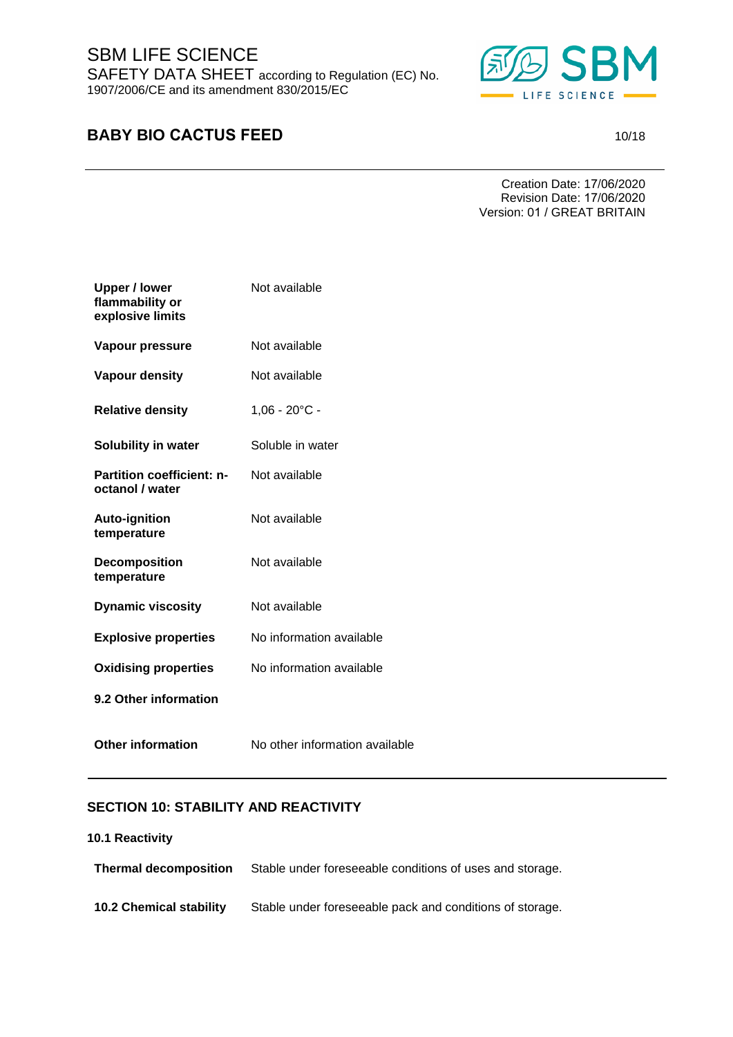| | |
|---|---|
| **Upper / lower flammability or explosive limits** | Not available |
| **Vapour pressure** | Not available |
| **Vapour density** | Not available |
| **Relative density** | 1,06 - 20°C - |
| **Solubility in water** | Soluble in water |
| **Partition coefficient: n-octanol / water** | Not available |
| **Auto-ignition temperature** | Not available |
| **Decomposition temperature** | Not available |
| **Dynamic viscosity** | Not available |
| **Explosive properties** | No information available |
| **Oxidising properties** | No information available |

**9.2 Other information**

| | |
|---|---|
| **Other information** | No other information available |

## SECTION 10: STABILITY AND REACTIVITY

**10.1 Reactivity**

| | |
|---|---|
| **Thermal decomposition** | Stable under foreseeable conditions of uses and storage. |
| **10.2 Chemical stability** | Stable under foreseeable pack and conditions of storage. |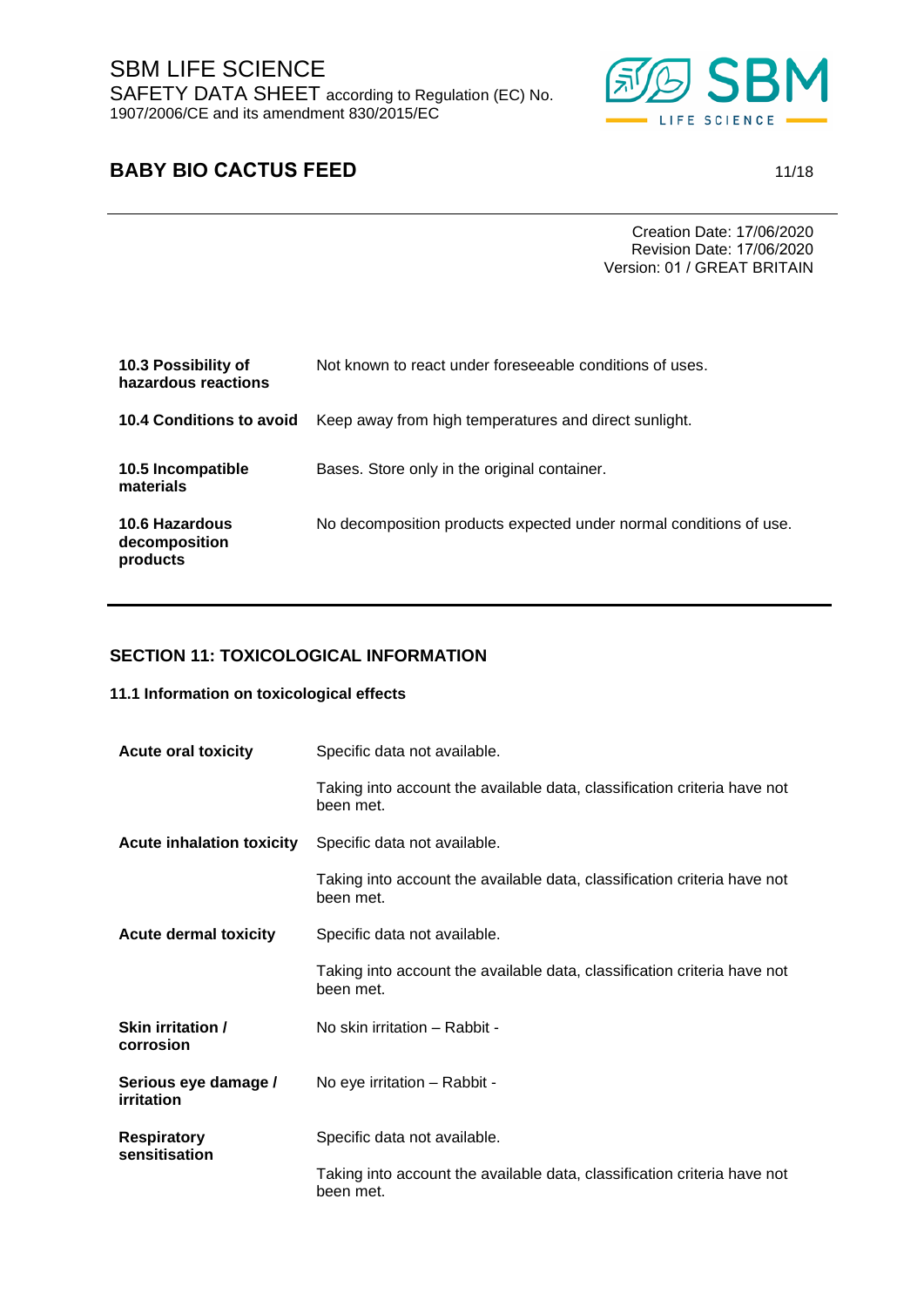Creation Date: 17/06/2020
Revision Date: 17/06/2020
Version: 01 / GREAT BRITAIN

| | |
|---|---|
| **10.3 Possibility of hazardous reactions** | Not known to react under foreseeable conditions of uses. |
| **10.4 Conditions to avoid** | Keep away from high temperatures and direct sunlight. |
| **10.5 Incompatible materials** | Bases. Store only in the original container. |
| **10.6 Hazardous decomposition products** | No decomposition products expected under normal conditions of use. |

## SECTION 11: TOXICOLOGICAL INFORMATION

### 11.1 Information on toxicological effects

| | |
|---|---|
| **Acute oral toxicity** | Specific data not available.<br><br>Taking into account the available data, classification criteria have not been met. |
| **Acute inhalation toxicity** | Specific data not available.<br><br>Taking into account the available data, classification criteria have not been met. |
| **Acute dermal toxicity** | Specific data not available.<br><br>Taking into account the available data, classification criteria have not been met. |
| **Skin irritation / corrosion** | No skin irritation – Rabbit - |
| **Serious eye damage / irritation** | No eye irritation – Rabbit - |
| **Respiratory sensitisation** | Specific data not available.<br><br>Taking into account the available data, classification criteria have not been met. |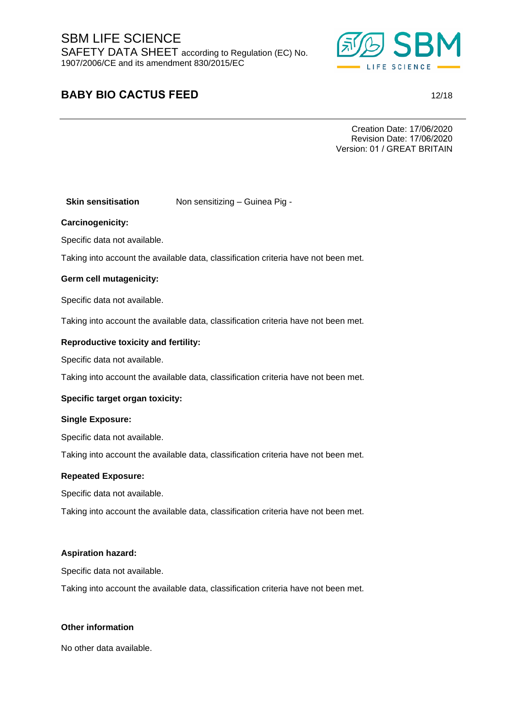**Skin sensitisation** Non sensitizing – Guinea Pig -

**Carcinogenicity:**

Specific data not available.

Taking into account the available data, classification criteria have not been met.

**Germ cell mutagenicity:**

Specific data not available.

Taking into account the available data, classification criteria have not been met.

**Reproductive toxicity and fertility:**

Specific data not available.

Taking into account the available data, classification criteria have not been met.

**Specific target organ toxicity:**

**Single Exposure:**

Specific data not available.

Taking into account the available data, classification criteria have not been met.

**Repeated Exposure:**

Specific data not available.

Taking into account the available data, classification criteria have not been met.

**Aspiration hazard:**

Specific data not available.

Taking into account the available data, classification criteria have not been met.

**Other information**

No other data available.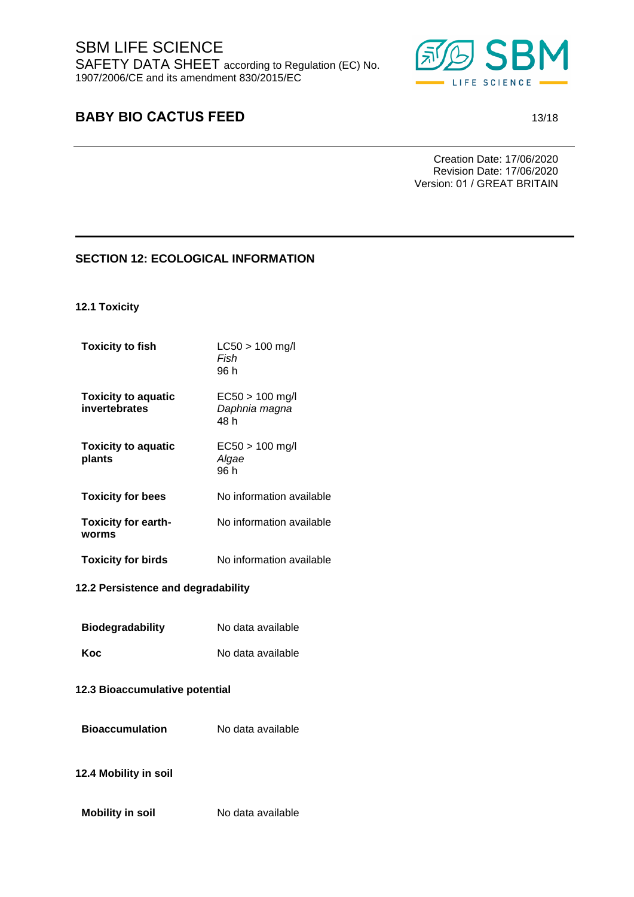Creation Date: 17/06/2020
Revision Date: 17/06/2020
Version: 01 / GREAT BRITAIN

## SECTION 12: ECOLOGICAL INFORMATION

### 12.1 Toxicity

| | |
|---|---|
| **Toxicity to fish** | LC50 > 100 mg/l<br>*Fish*<br>96 h |
| **Toxicity to aquatic invertebrates** | EC50 > 100 mg/l<br>*Daphnia magna*<br>48 h |
| **Toxicity to aquatic plants** | EC50 > 100 mg/l<br>*Algae*<br>96 h |
| **Toxicity for bees** | No information available |
| **Toxicity for earth-worms** | No information available |
| **Toxicity for birds** | No information available |

### 12.2 Persistence and degradability

| | |
|---|---|
| **Biodegradability** | No data available |
| **Koc** | No data available |

### 12.3 Bioaccumulative potential

| | |
|---|---|
| **Bioaccumulation** | No data available |

### 12.4 Mobility in soil

| | |
|---|---|
| **Mobility in soil** | No data available |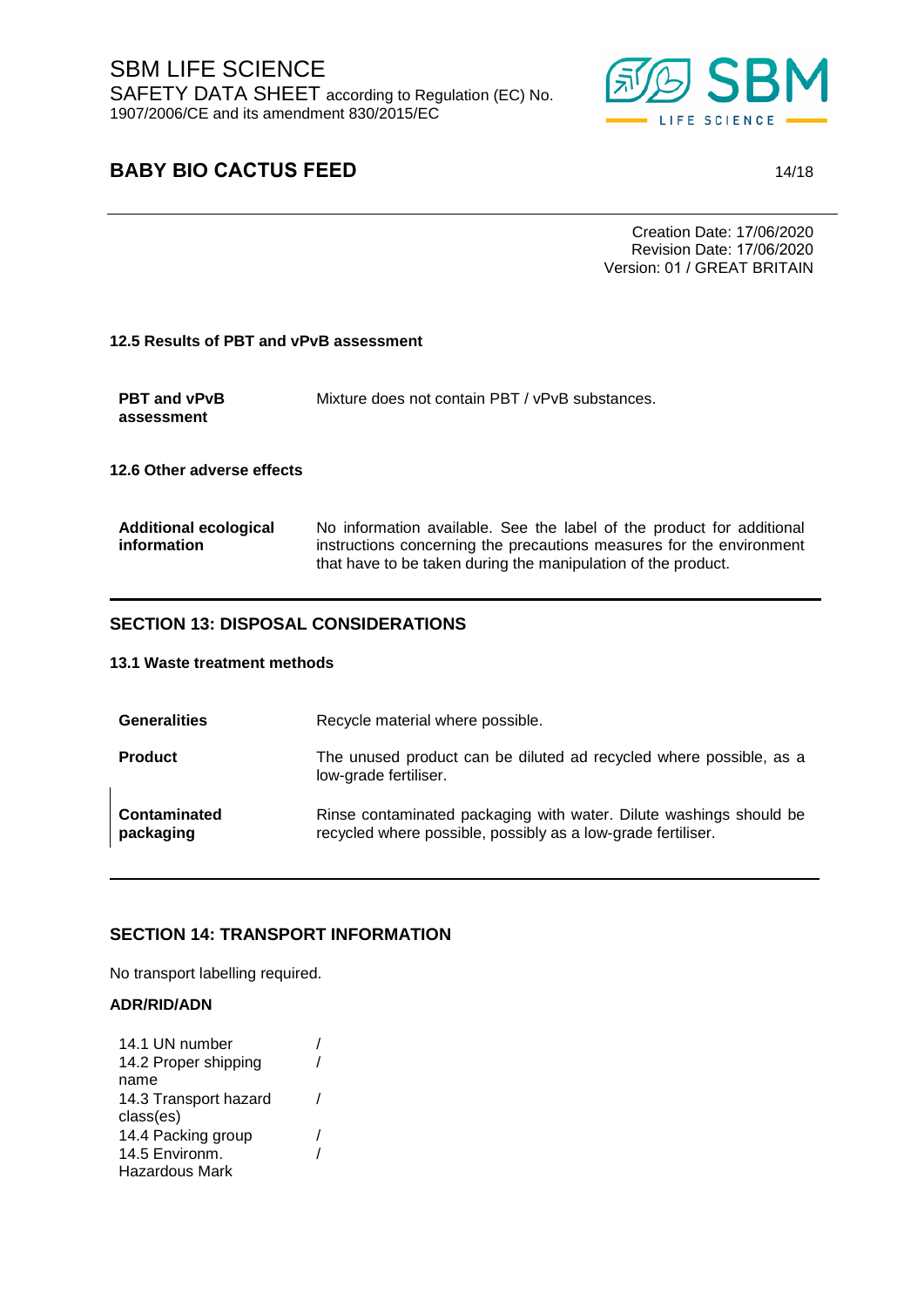Creation Date: 17/06/2020
Revision Date: 17/06/2020
Version: 01 / GREAT BRITAIN

### 12.5 Results of PBT and vPvB assessment

| | |
|---|---|
| **PBT and vPvB assessment** | Mixture does not contain PBT / vPvB substances. |

### 12.6 Other adverse effects

| | |
|---|---|
| **Additional ecological information** | No information available. See the label of the product for additional instructions concerning the precautions measures for the environment that have to be taken during the manipulation of the product. |

## SECTION 13: DISPOSAL CONSIDERATIONS

### 13.1 Waste treatment methods

| | |
|---|---|
| **Generalities** | Recycle material where possible. |
| **Product** | The unused product can be diluted ad recycled where possible, as a low-grade fertiliser. |
| **Contaminated packaging** | Rinse contaminated packaging with water. Dilute washings should be recycled where possible, possibly as a low-grade fertiliser. |

## SECTION 14: TRANSPORT INFORMATION

No transport labelling required.

**ADR/RID/ADN**

| | |
|---|---|
| 14.1 UN number | / |
| 14.2 Proper shipping name | / |
| 14.3 Transport hazard class(es) | / |
| 14.4 Packing group | / |
| 14.5 Environm. Hazardous Mark | / |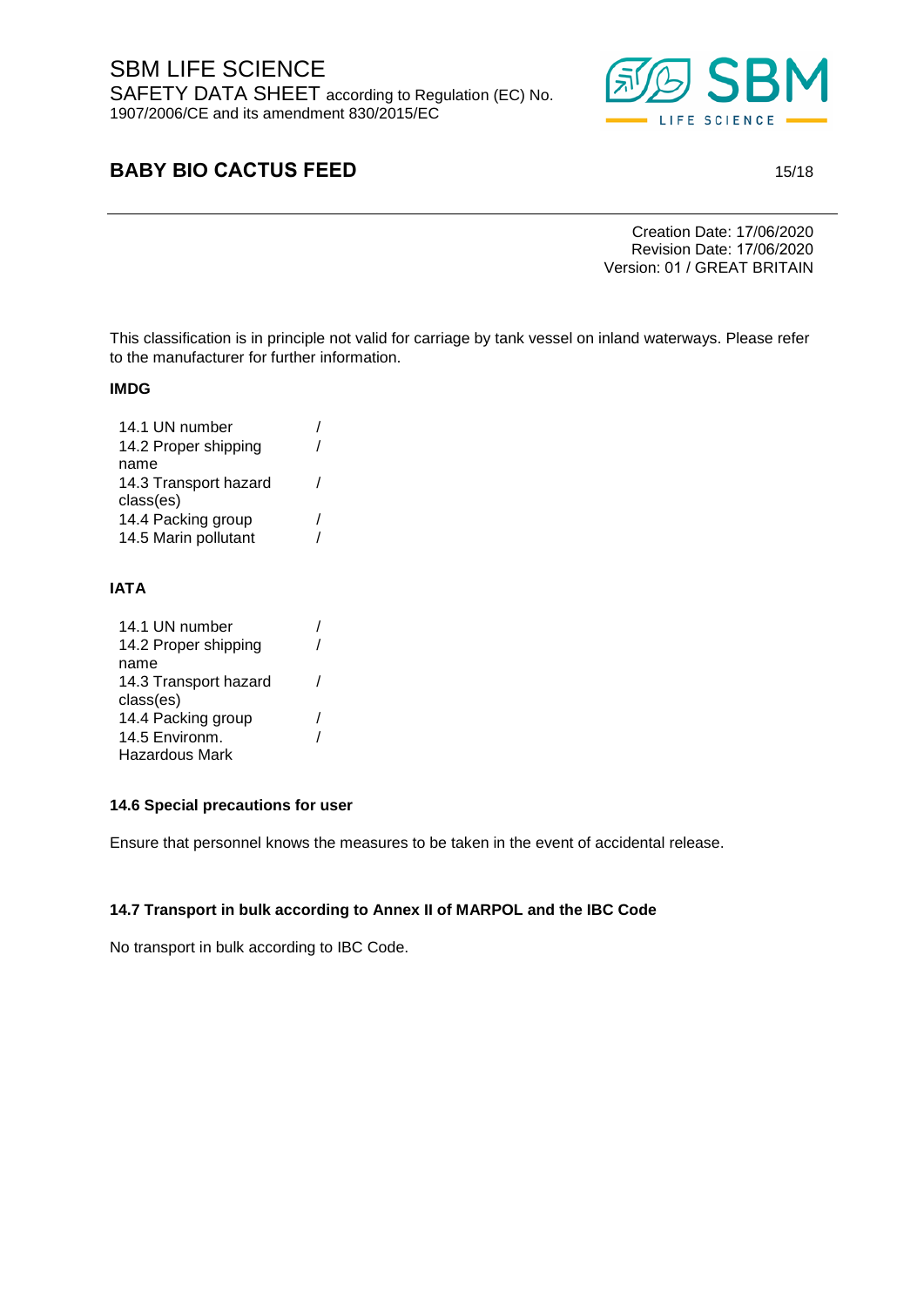Creation Date: 17/06/2020
Revision Date: 17/06/2020
Version: 01 / GREAT BRITAIN

This classification is in principle not valid for carriage by tank vessel on inland waterways. Please refer to the manufacturer for further information.

**IMDG**

| | |
|---|---|
| 14.1 UN number | / |
| 14.2 Proper shipping name | / |
| 14.3 Transport hazard class(es) | / |
| 14.4 Packing group | / |
| 14.5 Marin pollutant | / |

**IATA**

| | |
|---|---|
| 14.1 UN number | / |
| 14.2 Proper shipping name | / |
| 14.3 Transport hazard class(es) | / |
| 14.4 Packing group | / |
| 14.5 Environm. Hazardous Mark | / |

**14.6 Special precautions for user**

Ensure that personnel knows the measures to be taken in the event of accidental release.

**14.7 Transport in bulk according to Annex II of MARPOL and the IBC Code**

No transport in bulk according to IBC Code.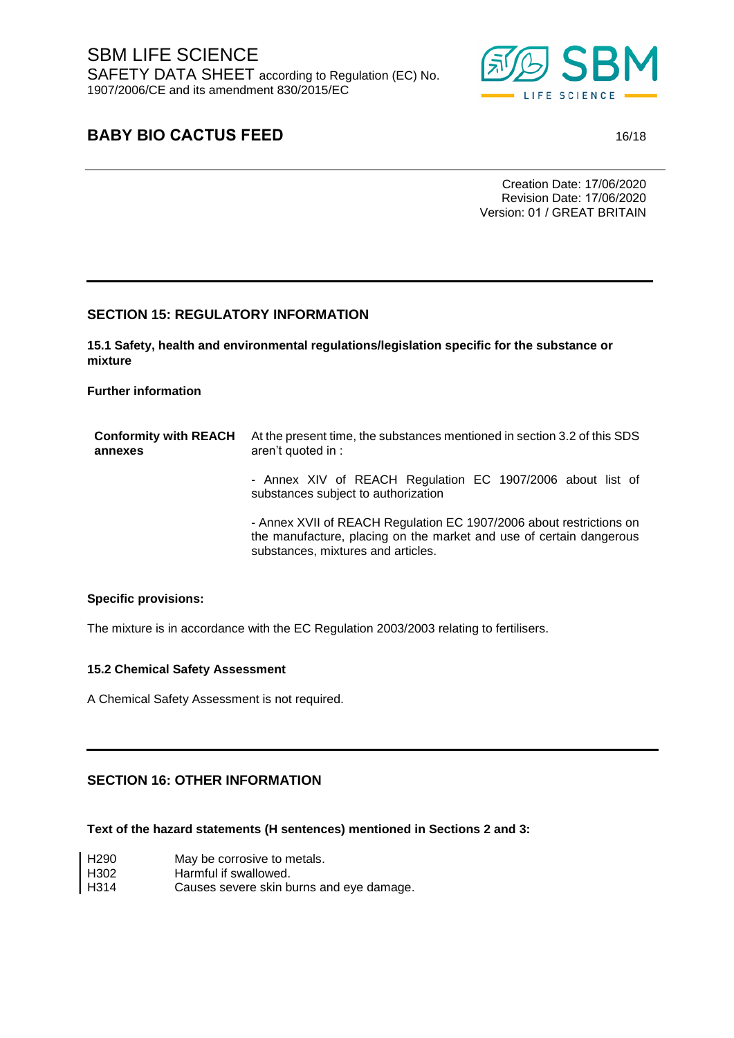Creation Date: 17/06/2020
Revision Date: 17/06/2020
Version: 01 / GREAT BRITAIN

## SECTION 15: REGULATORY INFORMATION

### 15.1 Safety, health and environmental regulations/legislation specific for the substance or mixture

**Further information**

| **Conformity with REACH annexes** | At the present time, the substances mentioned in section 3.2 of this SDS aren't quoted in : |
| --- | --- |
| | - Annex XIV of REACH Regulation EC 1907/2006 about list of substances subject to authorization |
| | - Annex XVII of REACH Regulation EC 1907/2006 about restrictions on the manufacture, placing on the market and use of certain dangerous substances, mixtures and articles. |

**Specific provisions:**

The mixture is in accordance with the EC Regulation 2003/2003 relating to fertilisers.

### 15.2 Chemical Safety Assessment

A Chemical Safety Assessment is not required.

## SECTION 16: OTHER INFORMATION

**Text of the hazard statements (H sentences) mentioned in Sections 2 and 3:**

| | |
| --- | --- |
| H290 | May be corrosive to metals. |
| H302 | Harmful if swallowed. |
| H314 | Causes severe skin burns and eye damage. |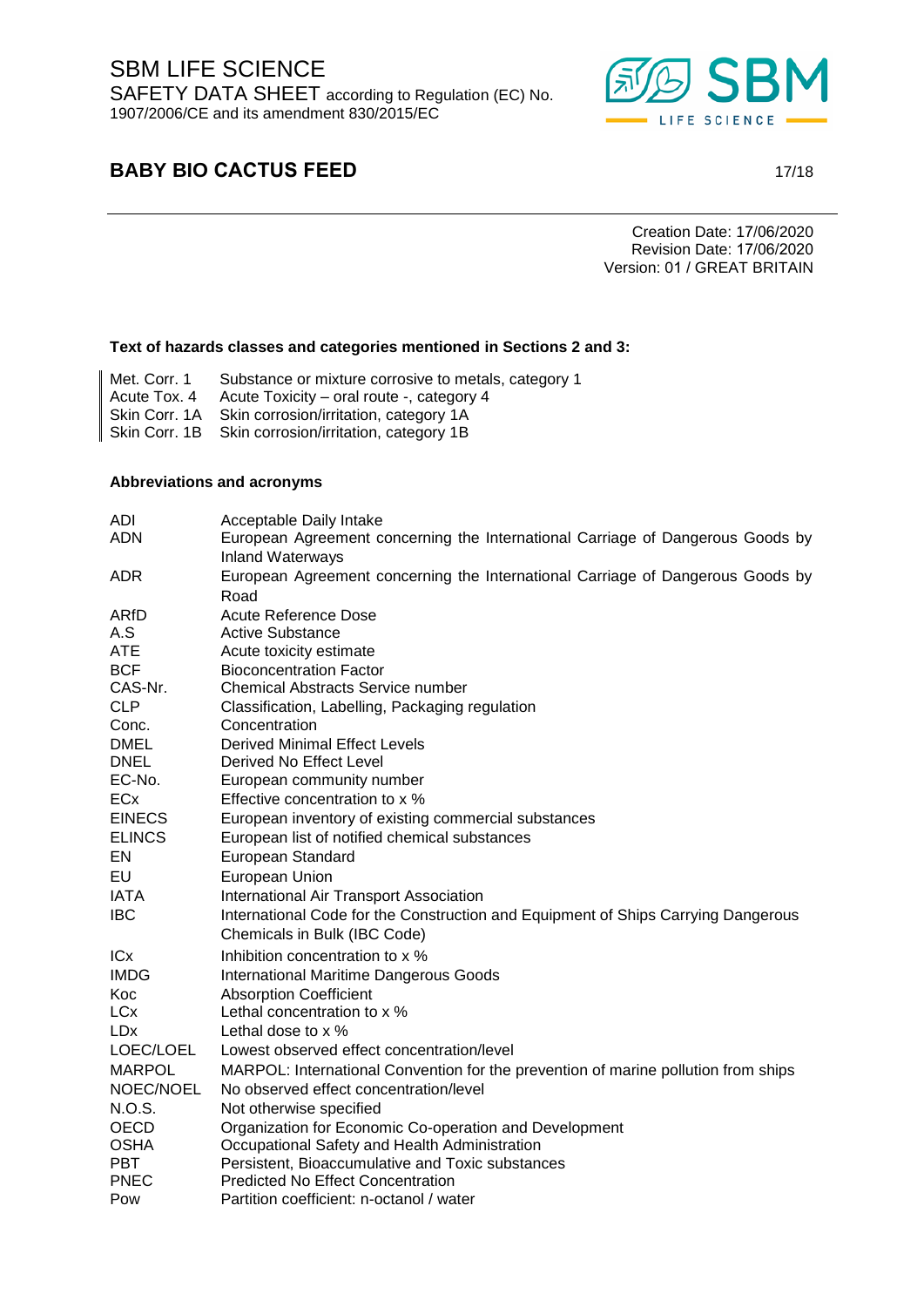**Text of hazards classes and categories mentioned in Sections 2 and 3:**

| | |
|---|---|
| Met. Corr. 1 | Substance or mixture corrosive to metals, category 1 |
| Acute Tox. 4 | Acute Toxicity – oral route -, category 4 |
| Skin Corr. 1A | Skin corrosion/irritation, category 1A |
| Skin Corr. 1B | Skin corrosion/irritation, category 1B |

**Abbreviations and acronyms**

| | |
|---|---|
| ADI | Acceptable Daily Intake |
| ADN | European Agreement concerning the International Carriage of Dangerous Goods by Inland Waterways |
| ADR | European Agreement concerning the International Carriage of Dangerous Goods by Road |
| ARfD | Acute Reference Dose |
| A.S | Active Substance |
| ATE | Acute toxicity estimate |
| BCF | Bioconcentration Factor |
| CAS-Nr. | Chemical Abstracts Service number |
| CLP | Classification, Labelling, Packaging regulation |
| Conc. | Concentration |
| DMEL | Derived Minimal Effect Levels |
| DNEL | Derived No Effect Level |
| EC-No. | European community number |
| ECx | Effective concentration to x % |
| EINECS | European inventory of existing commercial substances |
| ELINCS | European list of notified chemical substances |
| EN | European Standard |
| EU | European Union |
| IATA | International Air Transport Association |
| IBC | International Code for the Construction and Equipment of Ships Carrying Dangerous Chemicals in Bulk (IBC Code) |
| ICx | Inhibition concentration to x % |
| IMDG | International Maritime Dangerous Goods |
| Koc | Absorption Coefficient |
| LCx | Lethal concentration to x % |
| LDx | Lethal dose to x % |
| LOEC/LOEL | Lowest observed effect concentration/level |
| MARPOL | MARPOL: International Convention for the prevention of marine pollution from ships |
| NOEC/NOEL | No observed effect concentration/level |
| N.O.S. | Not otherwise specified |
| OECD | Organization for Economic Co-operation and Development |
| OSHA | Occupational Safety and Health Administration |
| PBT | Persistent, Bioaccumulative and Toxic substances |
| PNEC | Predicted No Effect Concentration |
| Pow | Partition coefficient: n-octanol / water |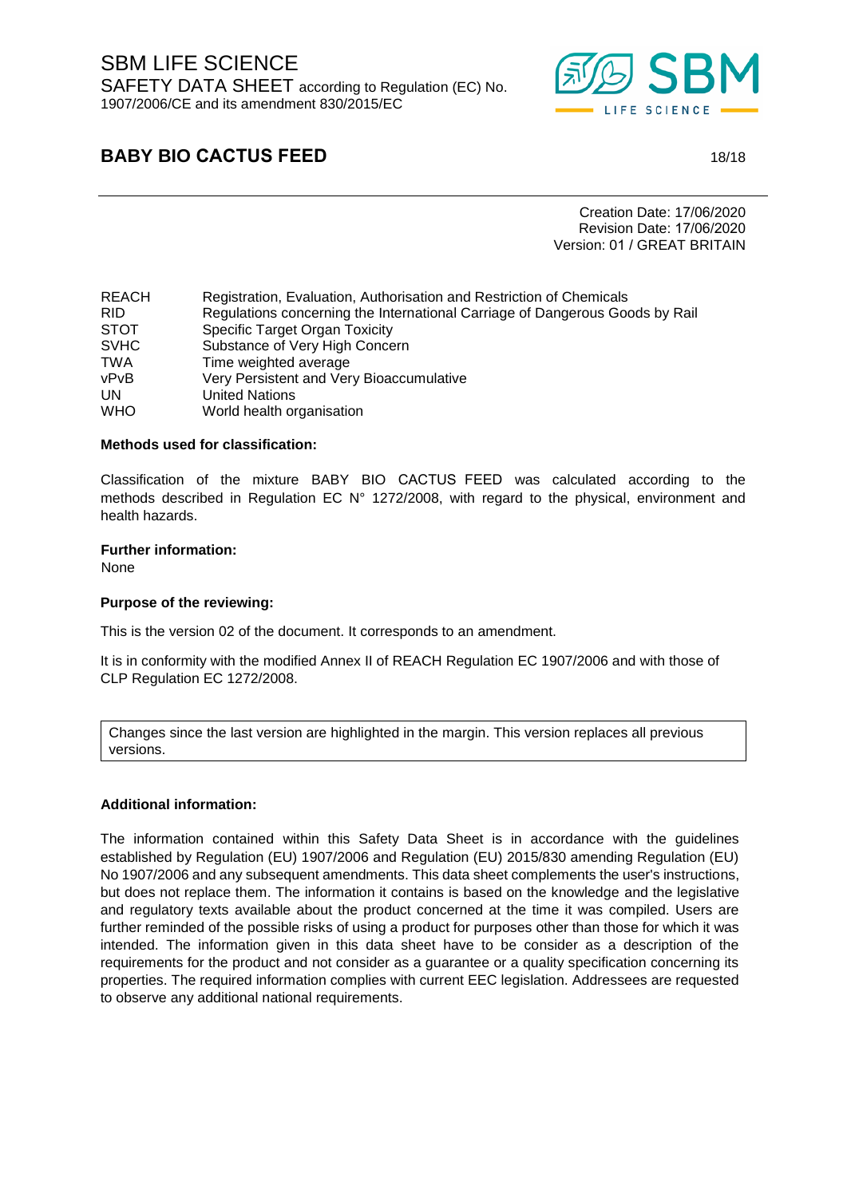Creation Date: 17/06/2020
Revision Date: 17/06/2020
Version: 01 / GREAT BRITAIN

| | |
|---|---|
| REACH | Registration, Evaluation, Authorisation and Restriction of Chemicals |
| RID | Regulations concerning the International Carriage of Dangerous Goods by Rail |
| STOT | Specific Target Organ Toxicity |
| SVHC | Substance of Very High Concern |
| TWA | Time weighted average |
| vPvB | Very Persistent and Very Bioaccumulative |
| UN | United Nations |
| WHO | World health organisation |

**Methods used for classification:**

Classification of the mixture BABY BIO CACTUS FEED was calculated according to the methods described in Regulation EC N° 1272/2008, with regard to the physical, environment and health hazards.

**Further information:**

None

**Purpose of the reviewing:**

This is the version 02 of the document. It corresponds to an amendment.

It is in conformity with the modified Annex II of REACH Regulation EC 1907/2006 and with those of CLP Regulation EC 1272/2008.

Changes since the last version are highlighted in the margin. This version replaces all previous versions.

**Additional information:**

The information contained within this Safety Data Sheet is in accordance with the guidelines established by Regulation (EU) 1907/2006 and Regulation (EU) 2015/830 amending Regulation (EU) No 1907/2006 and any subsequent amendments. This data sheet complements the user's instructions, but does not replace them. The information it contains is based on the knowledge and the legislative and regulatory texts available about the product concerned at the time it was compiled. Users are further reminded of the possible risks of using a product for purposes other than those for which it was intended. The information given in this data sheet have to be consider as a description of the requirements for the product and not consider as a guarantee or a quality specification concerning its properties. The required information complies with current EEC legislation. Addressees are requested to observe any additional national requirements.